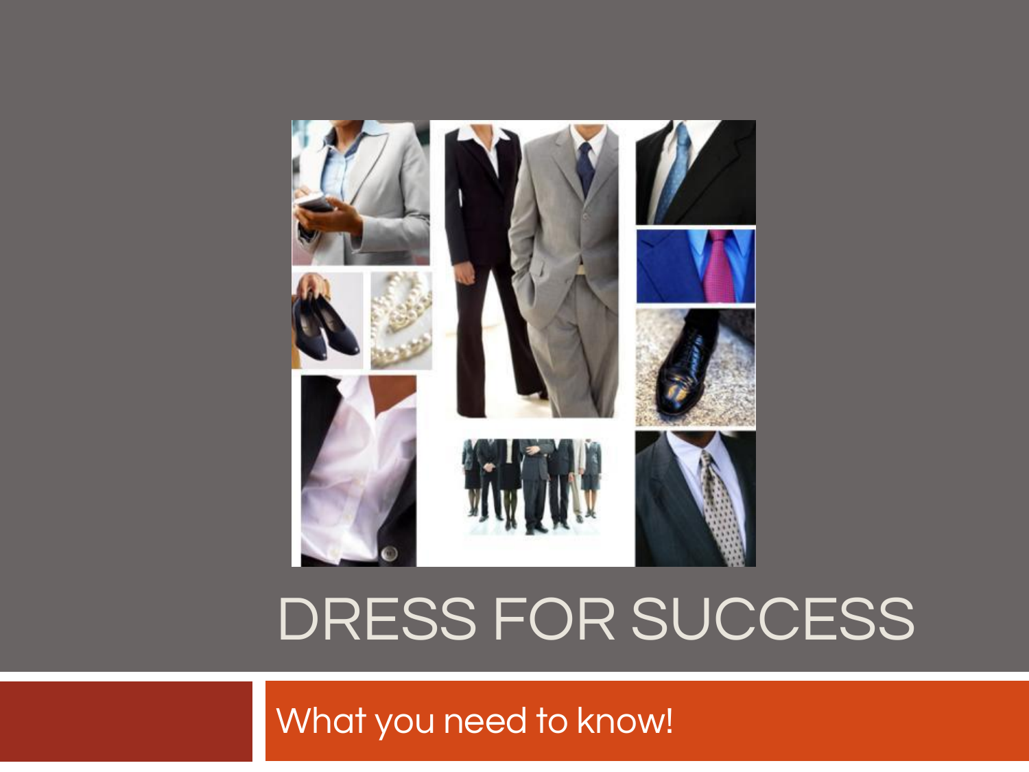# DRESS FOR SUCCESS

What you need to know!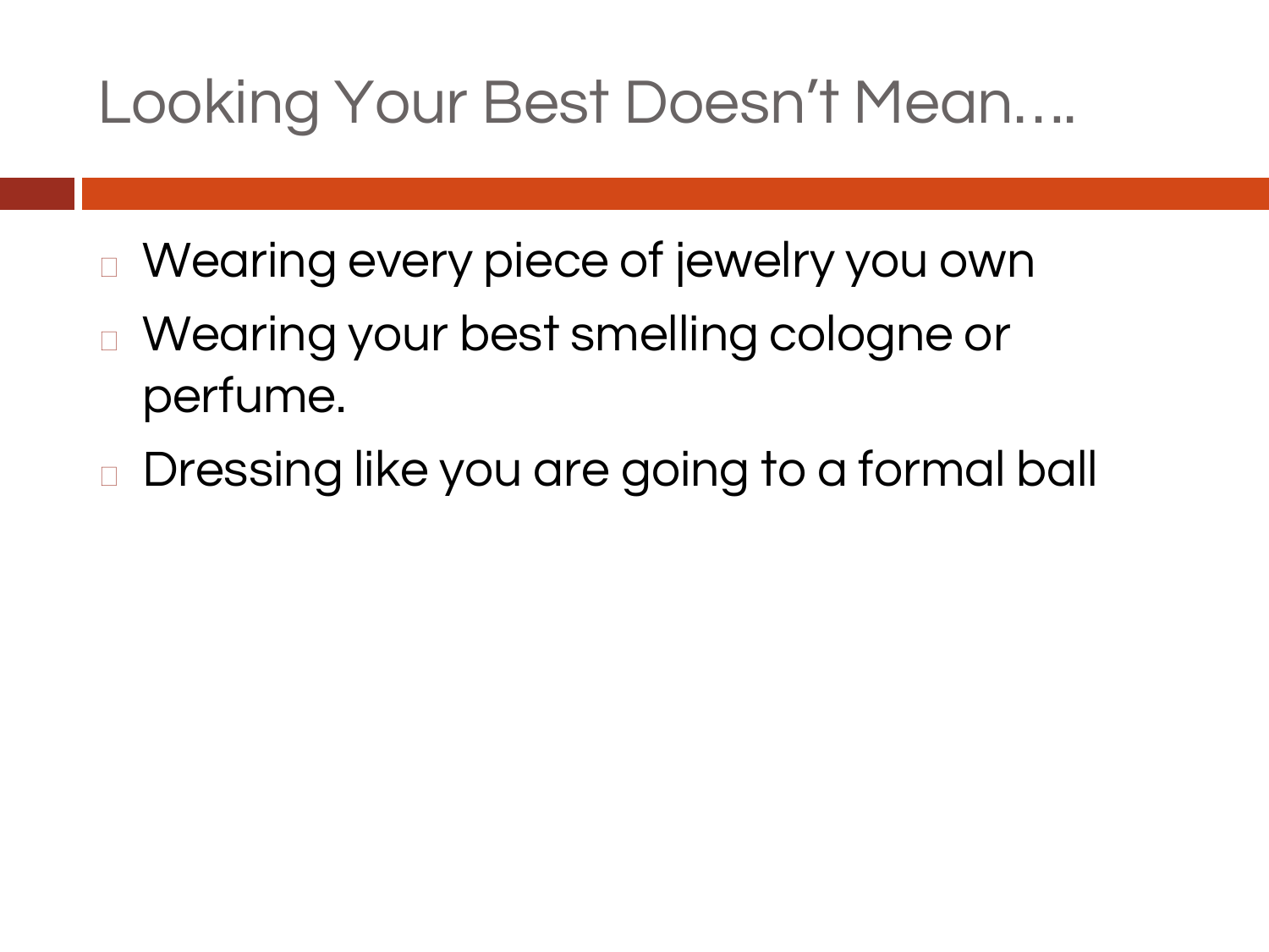# Looking Your Best Doesn't Mean….

- Wearing every piece of jewelry you own
- Wearing your best smelling cologne or perfume.
- Dressing like you are going to a formal ball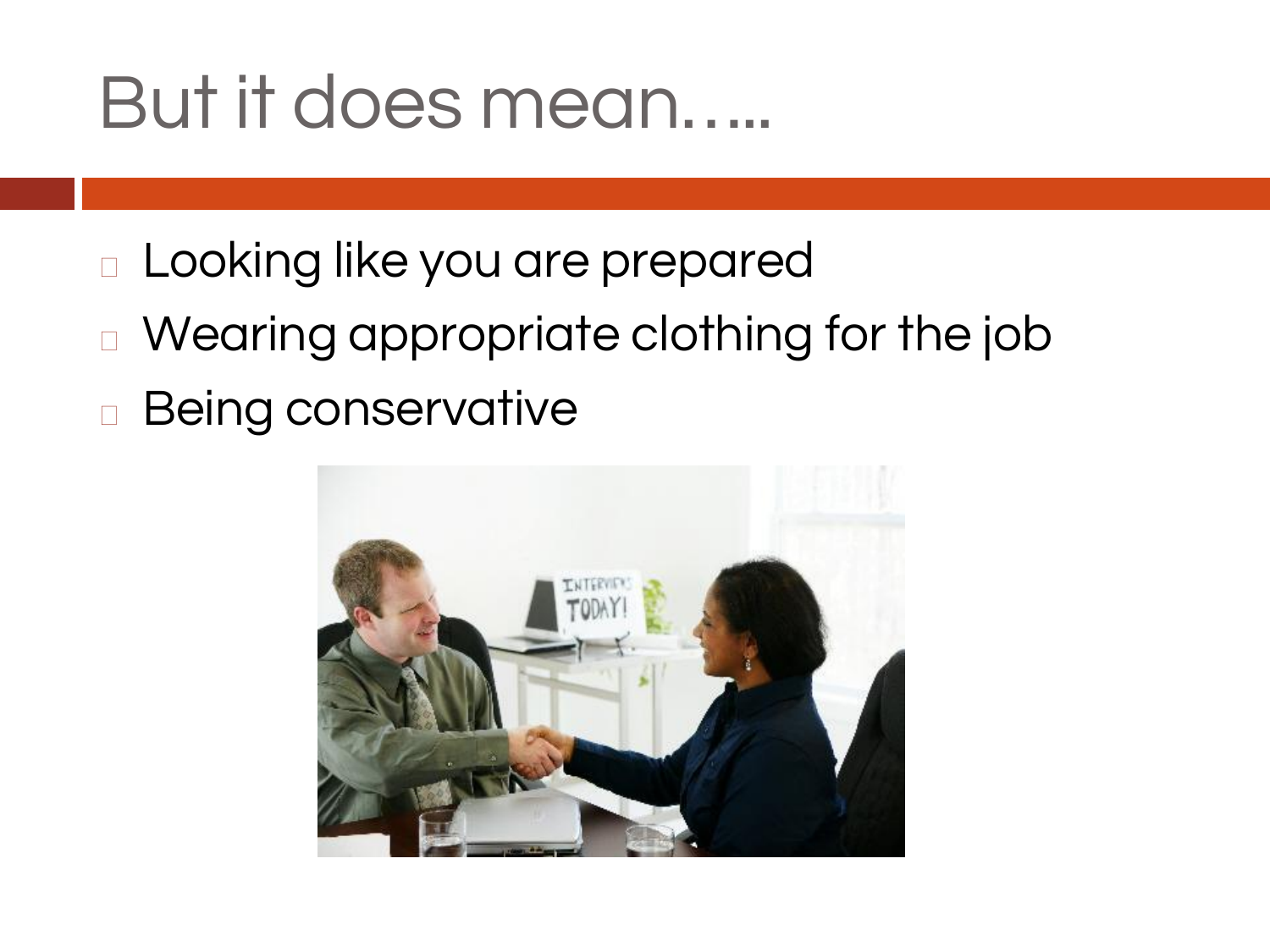# But it does mean…..

- Looking like you are prepared
- Wearing appropriate clothing for the job
- Being conservative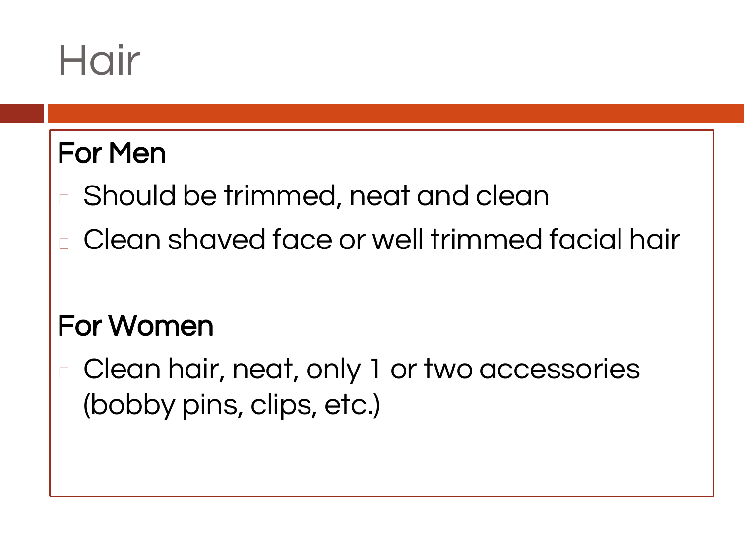# Hair

**For Men**

- Should be trimmed, neat and clean
- Clean shaved face or well trimmed facial hair

**For Women**

- Clean hair, neat, only 1 or two accessories (bobby pins, clips, etc.)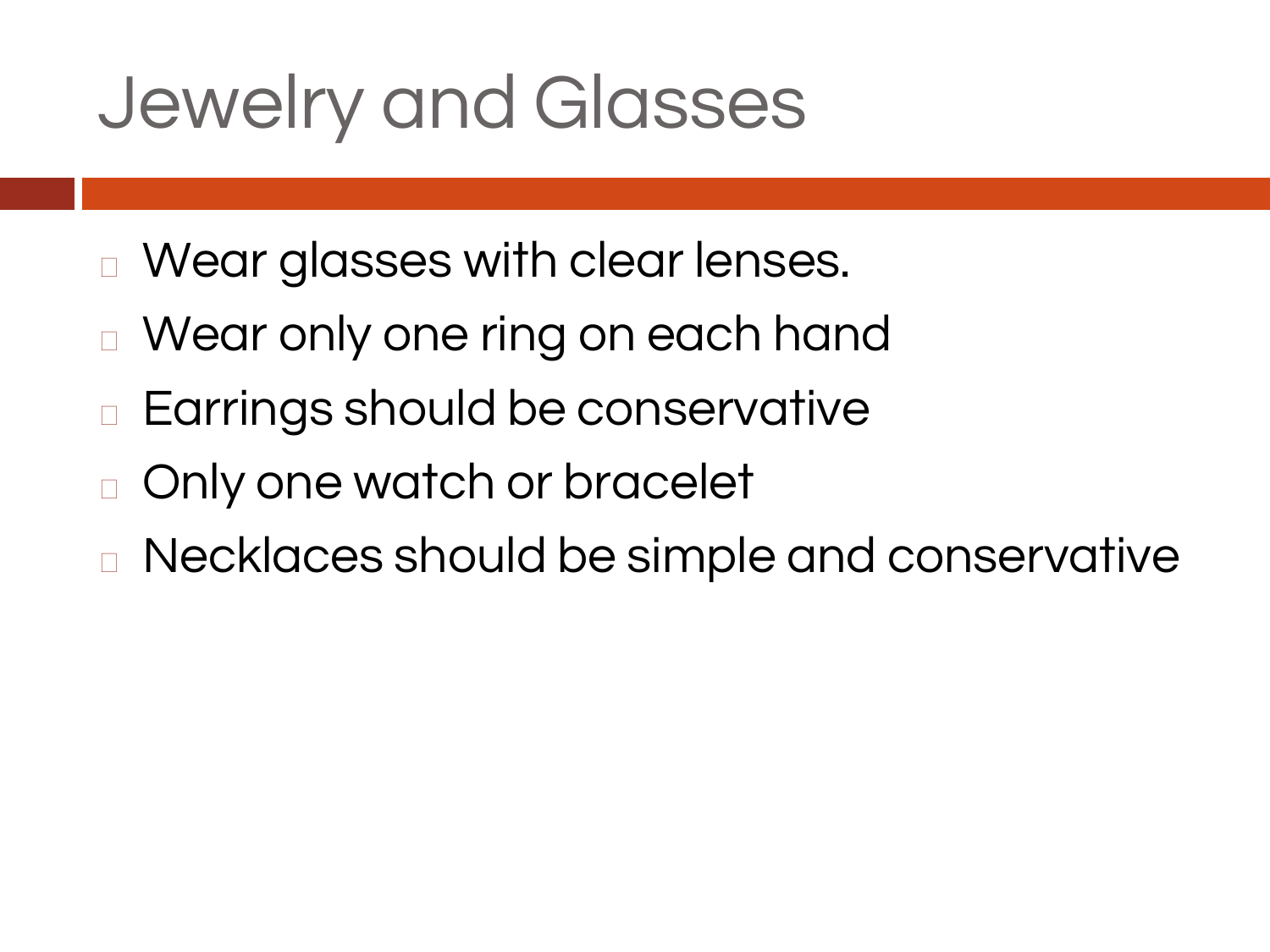# Jewelry and Glasses

- Wear glasses with clear lenses.
- Wear only one ring on each hand
- Earrings should be conservative
- Only one watch or bracelet
- Necklaces should be simple and conservative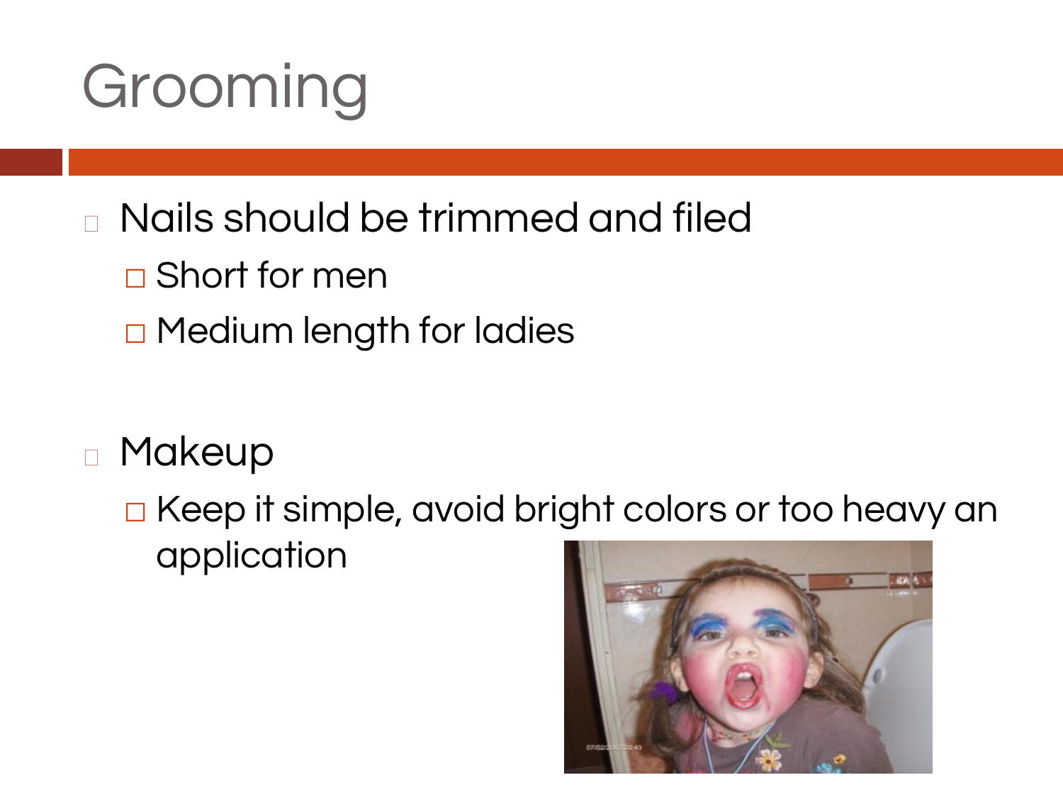# Grooming

- Nails should be trimmed and filed
  - Short for men
  - Medium length for ladies

- Makeup
  - Keep it simple, avoid bright colors or too heavy an application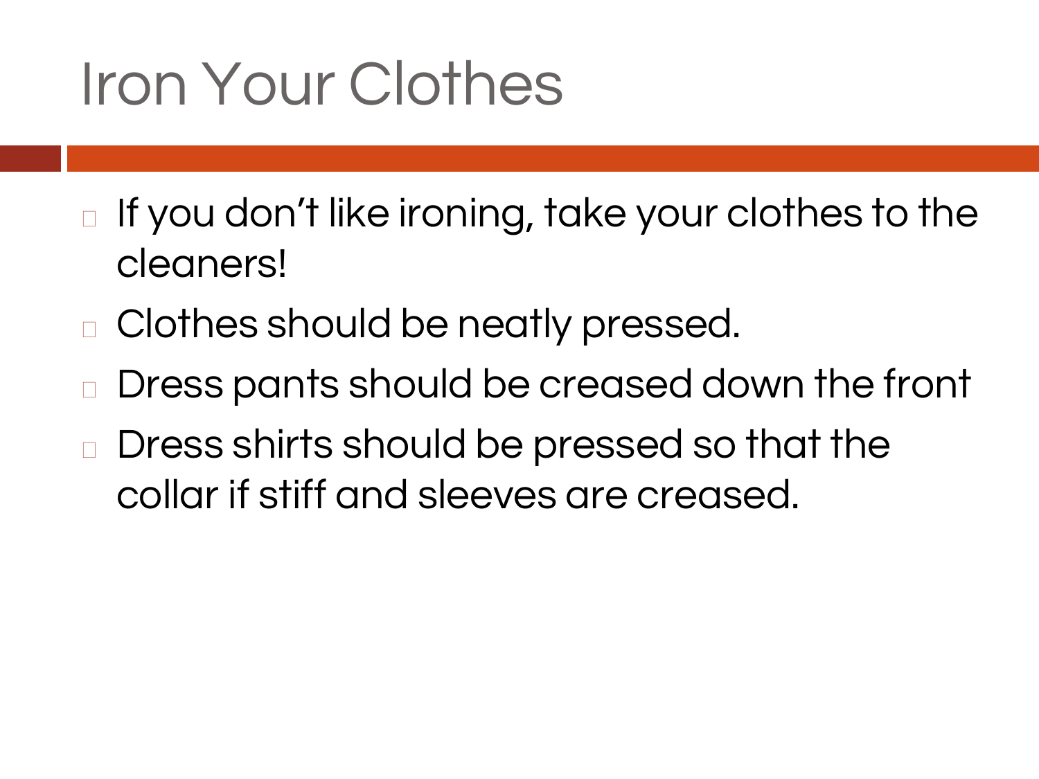# Iron Your Clothes

- If you don't like ironing, take your clothes to the cleaners!
- Clothes should be neatly pressed.
- Dress pants should be creased down the front
- Dress shirts should be pressed so that the collar if stiff and sleeves are creased.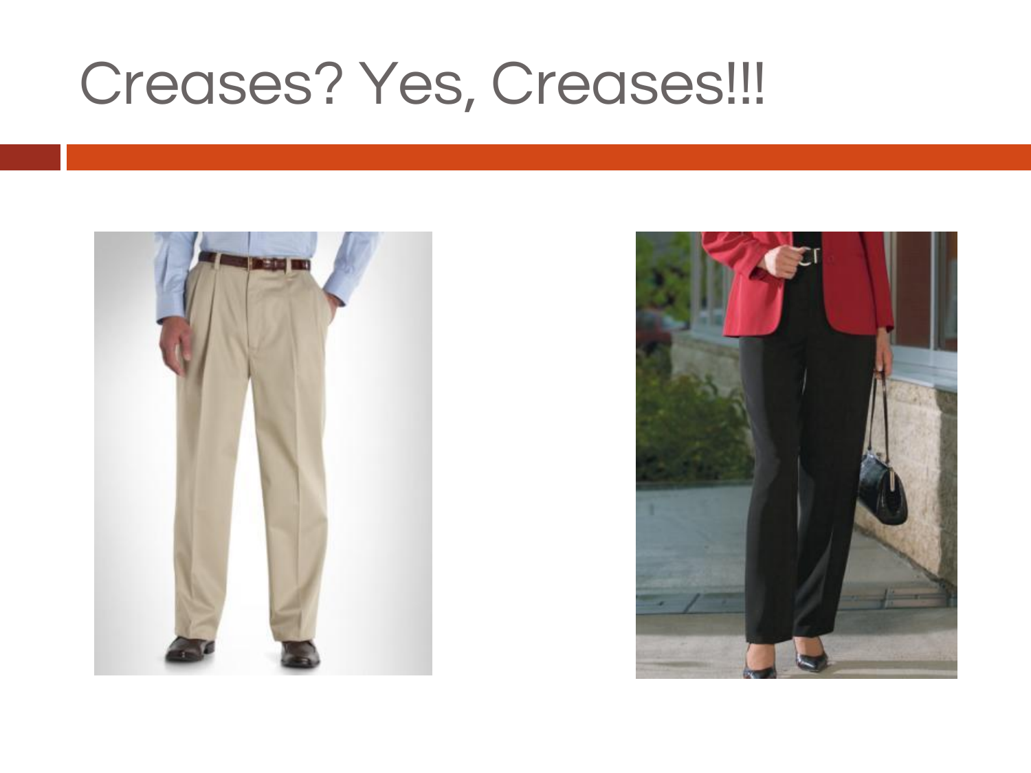# Creases? Yes, Creases!!!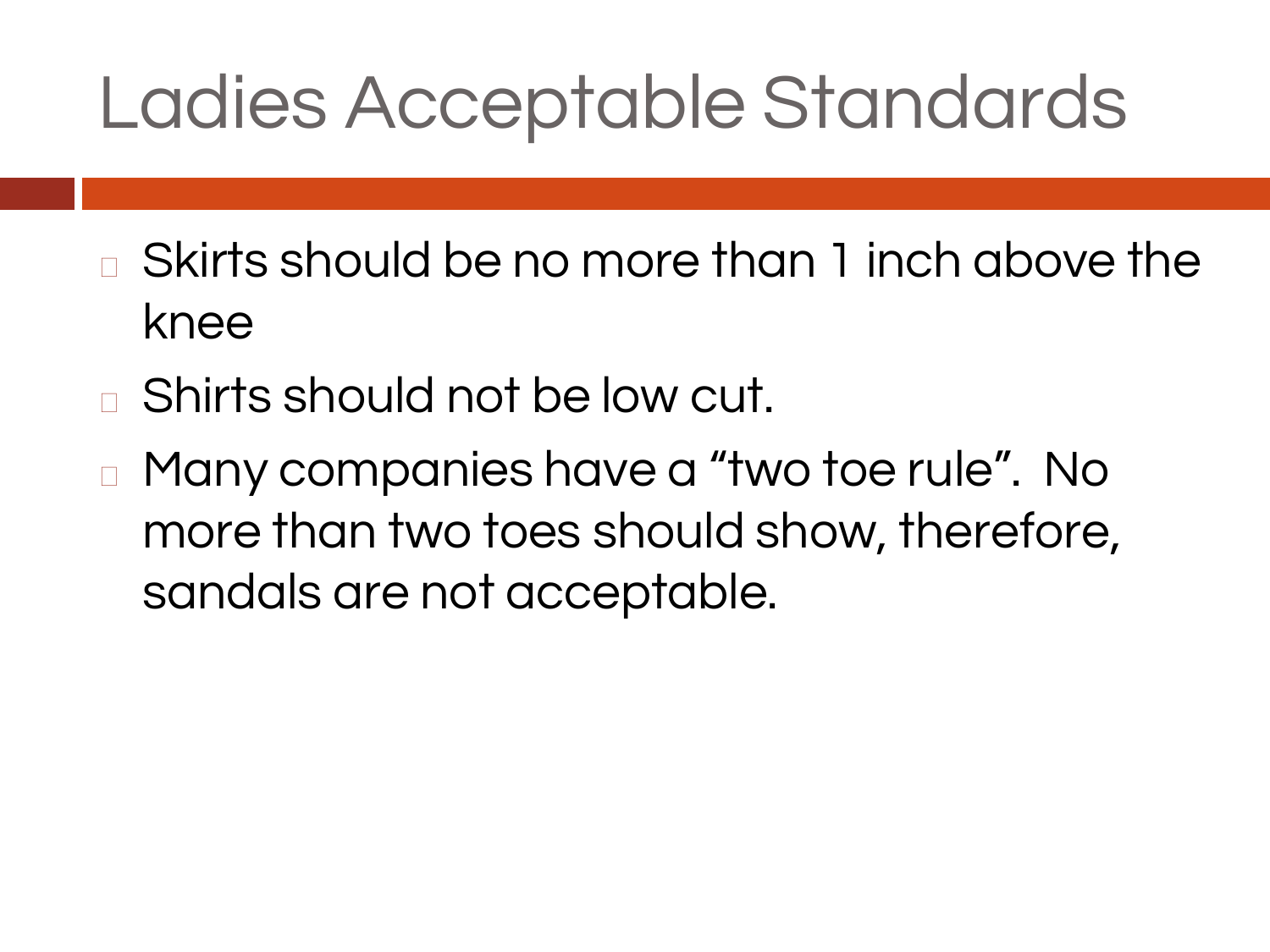# Ladies Acceptable Standards

- Skirts should be no more than 1 inch above the knee
- Shirts should not be low cut.
- Many companies have a “two toe rule”. No more than two toes should show, therefore, sandals are not acceptable.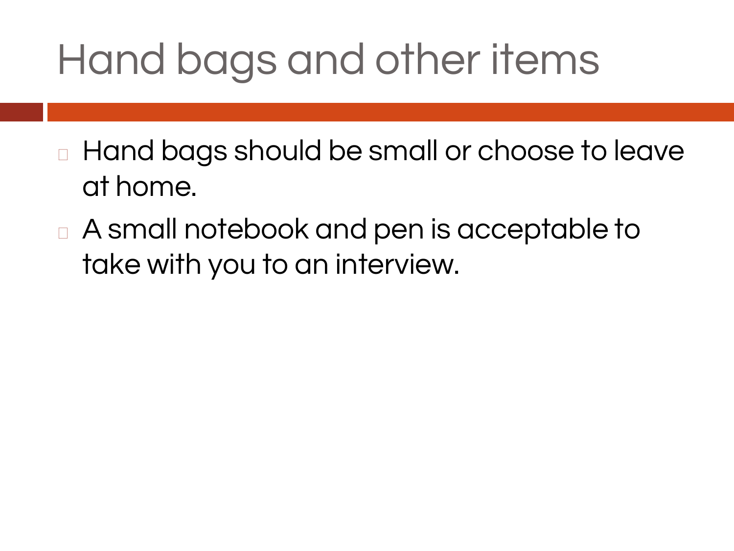# Hand bags and other items

- Hand bags should be small or choose to leave at home.
- A small notebook and pen is acceptable to take with you to an interview.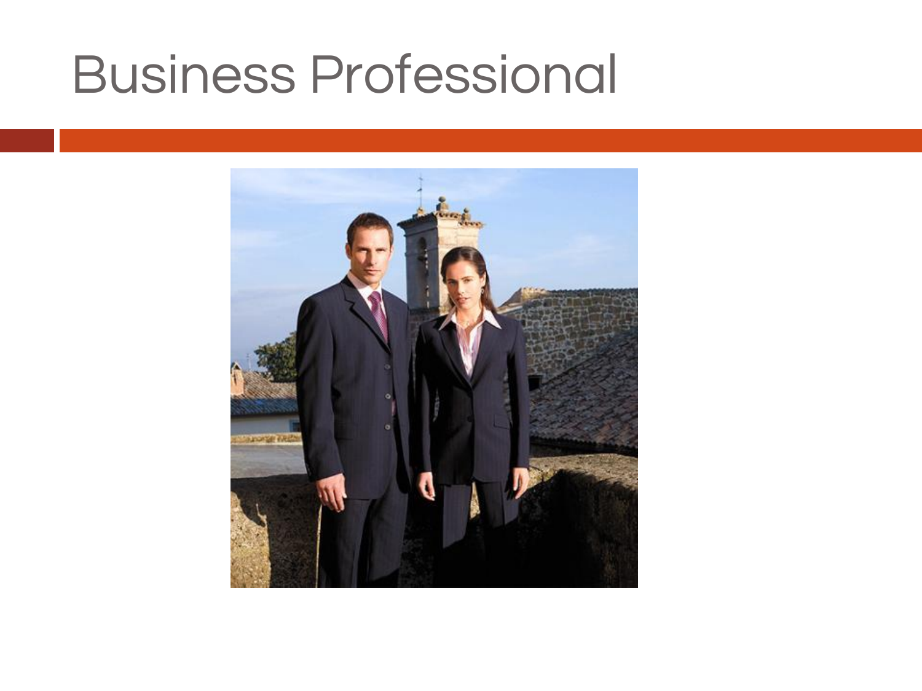# Business Professional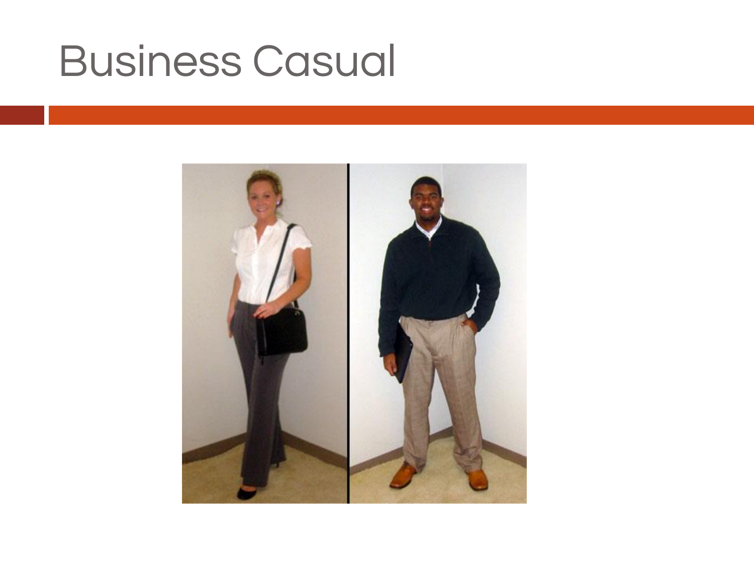# Business Casual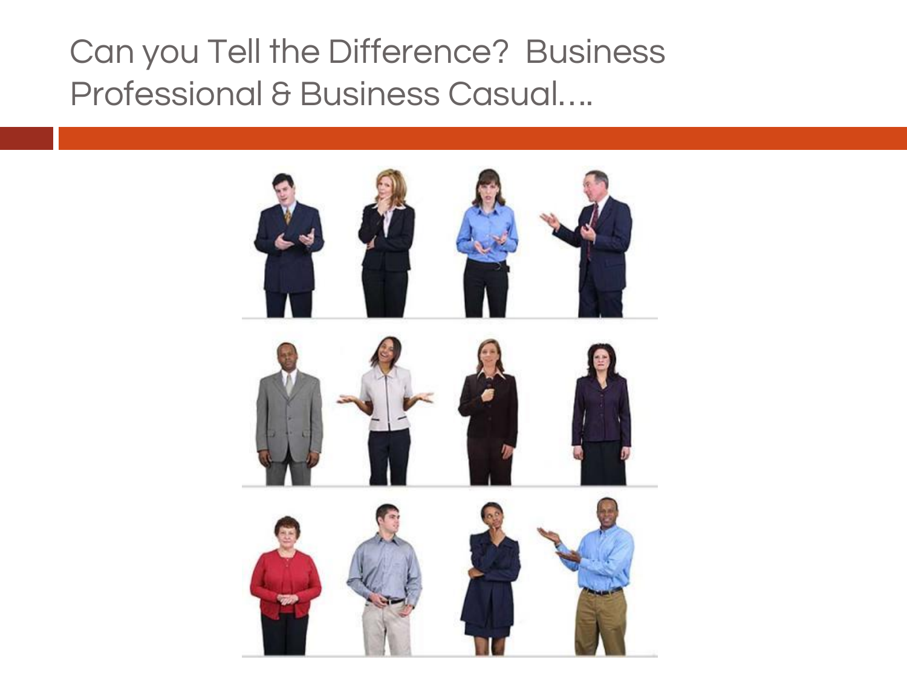# Can you Tell the Difference? Business Professional & Business Casual….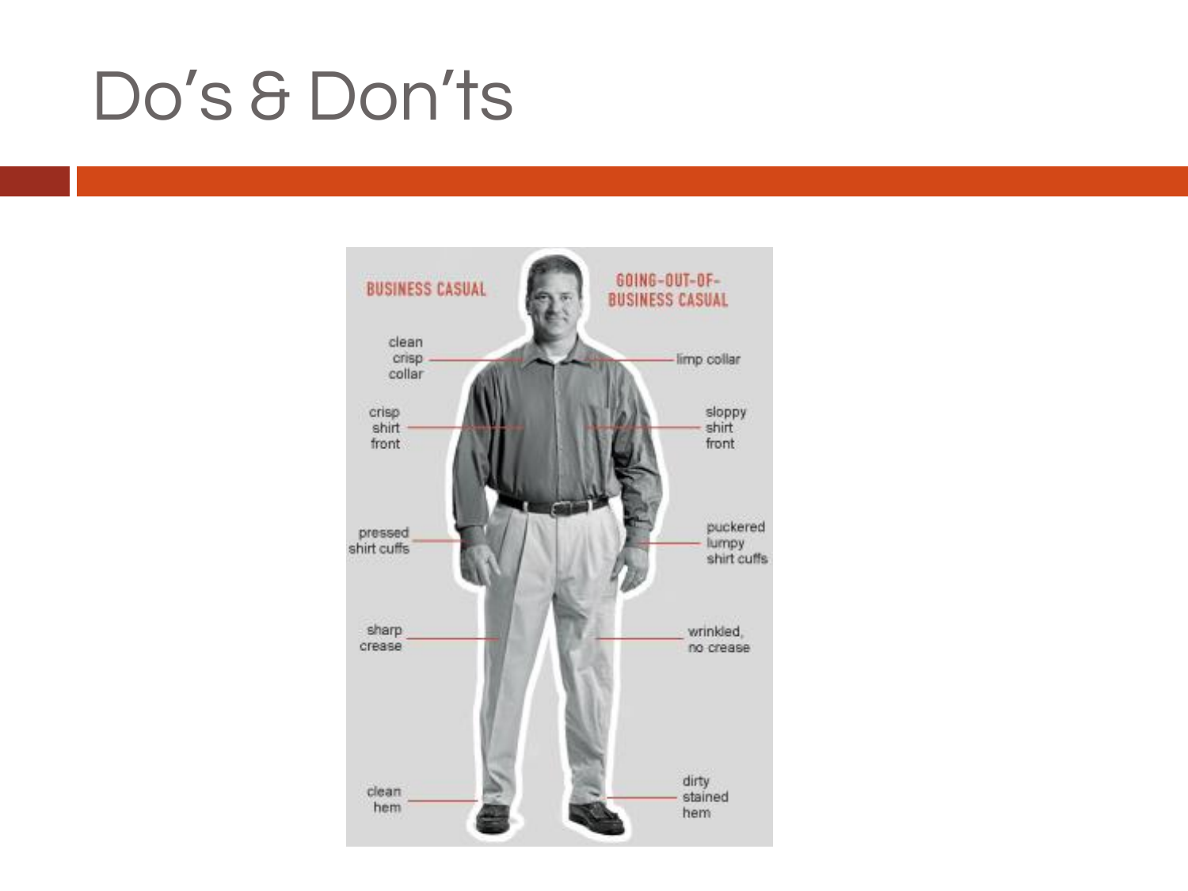# Do's & Don'ts

BUSINESS CASUAL

GOING-OUT-OF-BUSINESS CASUAL

| Business Casual | Going-Out-of-Business Casual |
| --- | --- |
| clean crisp collar | limp collar |
| crisp shirt front | sloppy shirt front |
| pressed shirt cuffs | puckered lumpy shirt cuffs |
| sharp crease | wrinkled, no crease |
| clean hem | dirty stained hem |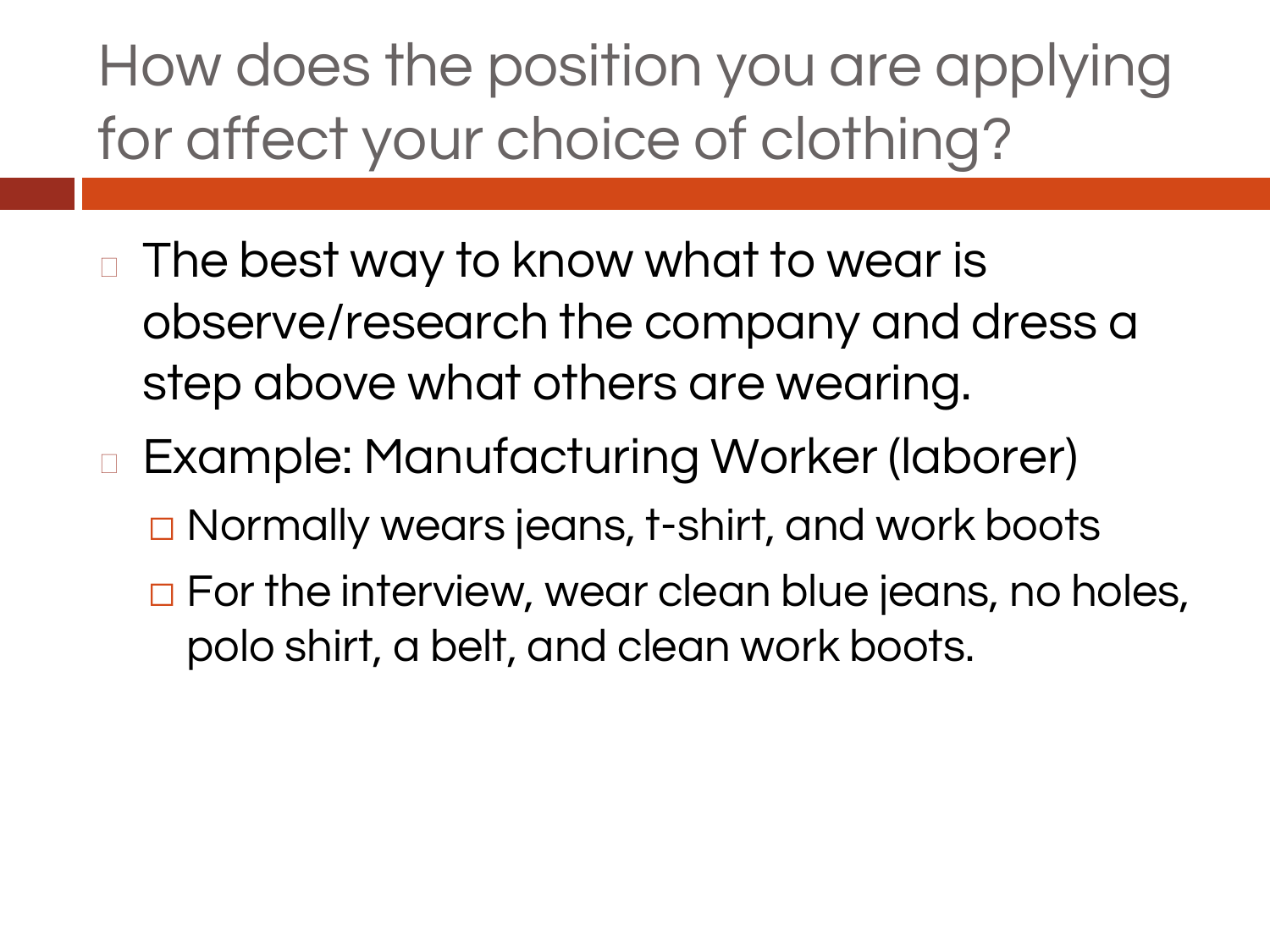# How does the position you are applying for affect your choice of clothing?

- The best way to know what to wear is observe/research the company and dress a step above what others are wearing.
- Example: Manufacturing Worker (laborer)
  - Normally wears jeans, t-shirt, and work boots
  - For the interview, wear clean blue jeans, no holes, polo shirt, a belt, and clean work boots.